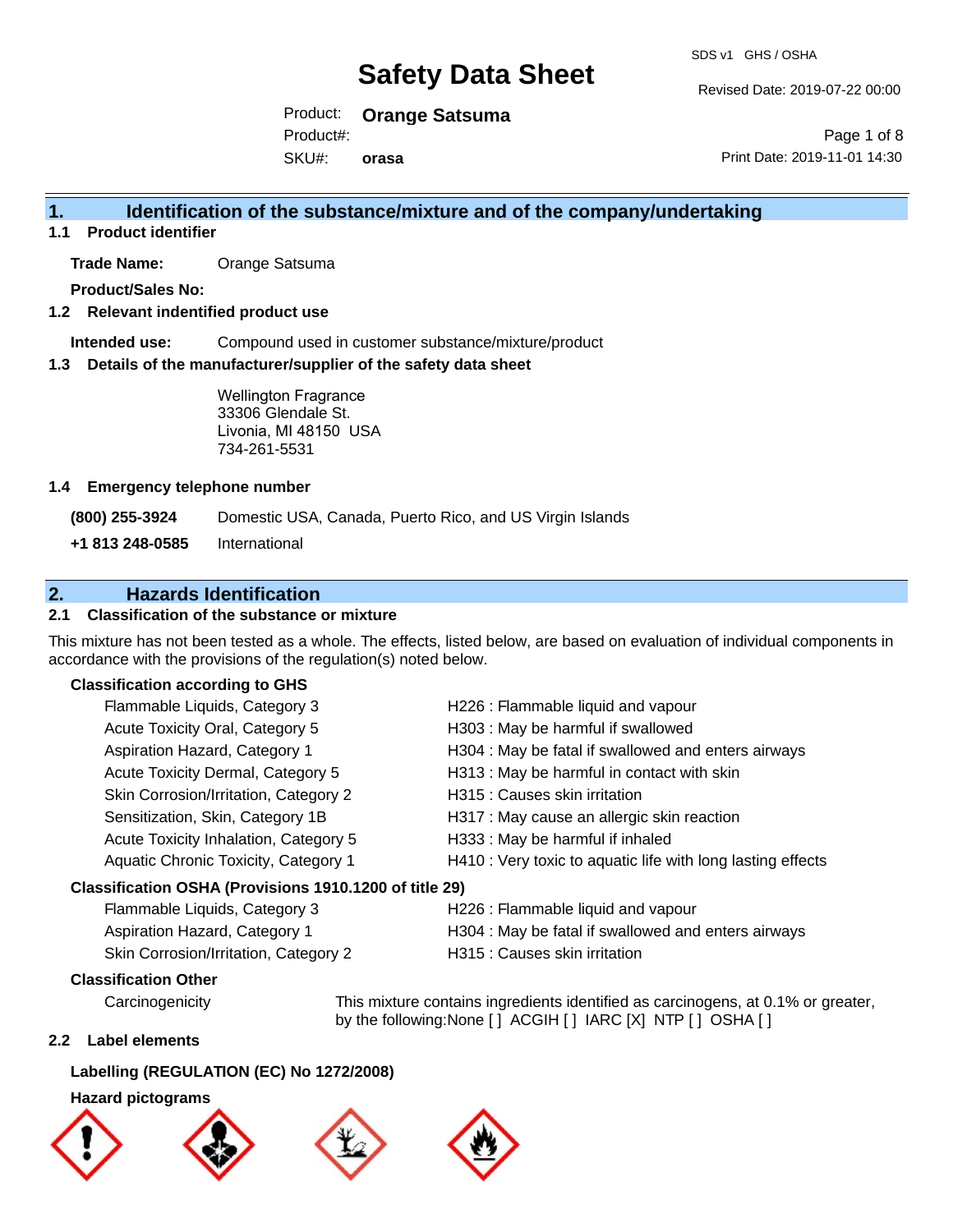# Safety Data Sheet

SDS v1 GHS / OSHA

Revised Date: 2019-07-22 00:00

Product: **Orange Satsuma**

Product#:

SKU#: **orasa**

Print Date: 2019-11-01 14:30

## 1. Identification of the substance/mixture and of the company/undertaking

### 1.1 Product identifier

**Trade Name:** Orange Satsuma

**Product/Sales No:**

### 1.2 Relevant indentified product use

**Intended use:** Compound used in customer substance/mixture/product

### 1.3 Details of the manufacturer/supplier of the safety data sheet

Wellington Fragrance
33306 Glendale St.
Livonia, MI 48150 USA
734-261-5531

### 1.4 Emergency telephone number

**(800) 255-3924** Domestic USA, Canada, Puerto Rico, and US Virgin Islands

**+1 813 248-0585** International

## 2. Hazards Identification

### 2.1 Classification of the substance or mixture

This mixture has not been tested as a whole. The effects, listed below, are based on evaluation of individual components in accordance with the provisions of the regulation(s) noted below.

**Classification according to GHS**

| | |
|---|---|
| Flammable Liquids, Category 3 | H226 : Flammable liquid and vapour |
| Acute Toxicity Oral, Category 5 | H303 : May be harmful if swallowed |
| Aspiration Hazard, Category 1 | H304 : May be fatal if swallowed and enters airways |
| Acute Toxicity Dermal, Category 5 | H313 : May be harmful in contact with skin |
| Skin Corrosion/Irritation, Category 2 | H315 : Causes skin irritation |
| Sensitization, Skin, Category 1B | H317 : May cause an allergic skin reaction |
| Acute Toxicity Inhalation, Category 5 | H333 : May be harmful if inhaled |
| Aquatic Chronic Toxicity, Category 1 | H410 : Very toxic to aquatic life with long lasting effects |

**Classification OSHA (Provisions 1910.1200 of title 29)**

| | |
|---|---|
| Flammable Liquids, Category 3 | H226 : Flammable liquid and vapour |
| Aspiration Hazard, Category 1 | H304 : May be fatal if swallowed and enters airways |
| Skin Corrosion/Irritation, Category 2 | H315 : Causes skin irritation |

**Classification Other**

Carcinogenicity: This mixture contains ingredients identified as carcinogens, at 0.1% or greater, by the following:None [ ] ACGIH [ ] IARC [X] NTP [ ] OSHA [ ]

### 2.2 Label elements

**Labelling (REGULATION (EC) No 1272/2008)**

**Hazard pictograms**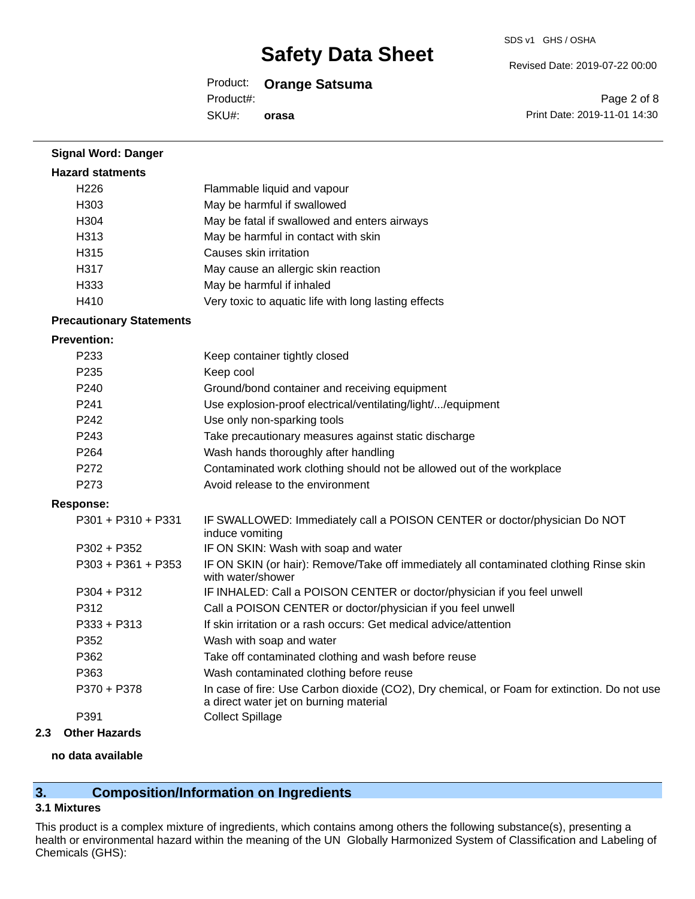**Signal Word: Danger**

**Hazard statments**

| | |
|---|---|
| H226 | Flammable liquid and vapour |
| H303 | May be harmful if swallowed |
| H304 | May be fatal if swallowed and enters airways |
| H313 | May be harmful in contact with skin |
| H315 | Causes skin irritation |
| H317 | May cause an allergic skin reaction |
| H333 | May be harmful if inhaled |
| H410 | Very toxic to aquatic life with long lasting effects |

**Precautionary Statements**

**Prevention:**

| | |
|---|---|
| P233 | Keep container tightly closed |
| P235 | Keep cool |
| P240 | Ground/bond container and receiving equipment |
| P241 | Use explosion-proof electrical/ventilating/light/.../equipment |
| P242 | Use only non-sparking tools |
| P243 | Take precautionary measures against static discharge |
| P264 | Wash hands thoroughly after handling |
| P272 | Contaminated work clothing should not be allowed out of the workplace |
| P273 | Avoid release to the environment |

**Response:**

| | |
|---|---|
| P301 + P310 + P331 | IF SWALLOWED: Immediately call a POISON CENTER or doctor/physician Do NOT induce vomiting |
| P302 + P352 | IF ON SKIN: Wash with soap and water |
| P303 + P361 + P353 | IF ON SKIN (or hair): Remove/Take off immediately all contaminated clothing Rinse skin with water/shower |
| P304 + P312 | IF INHALED: Call a POISON CENTER or doctor/physician if you feel unwell |
| P312 | Call a POISON CENTER or doctor/physician if you feel unwell |
| P333 + P313 | If skin irritation or a rash occurs: Get medical advice/attention |
| P352 | Wash with soap and water |
| P362 | Take off contaminated clothing and wash before reuse |
| P363 | Wash contaminated clothing before reuse |
| P370 + P378 | In case of fire: Use Carbon dioxide ($CO_2$), Dry chemical, or Foam for extinction. Do not use a direct water jet on burning material |
| P391 | Collect Spillage |

### 2.3 Other Hazards

**no data available**

## 3. Composition/Information on Ingredients

### 3.1 Mixtures

This product is a complex mixture of ingredients, which contains among others the following substance(s), presenting a health or environmental hazard within the meaning of the UN Globally Harmonized System of Classification and Labeling of Chemicals (GHS):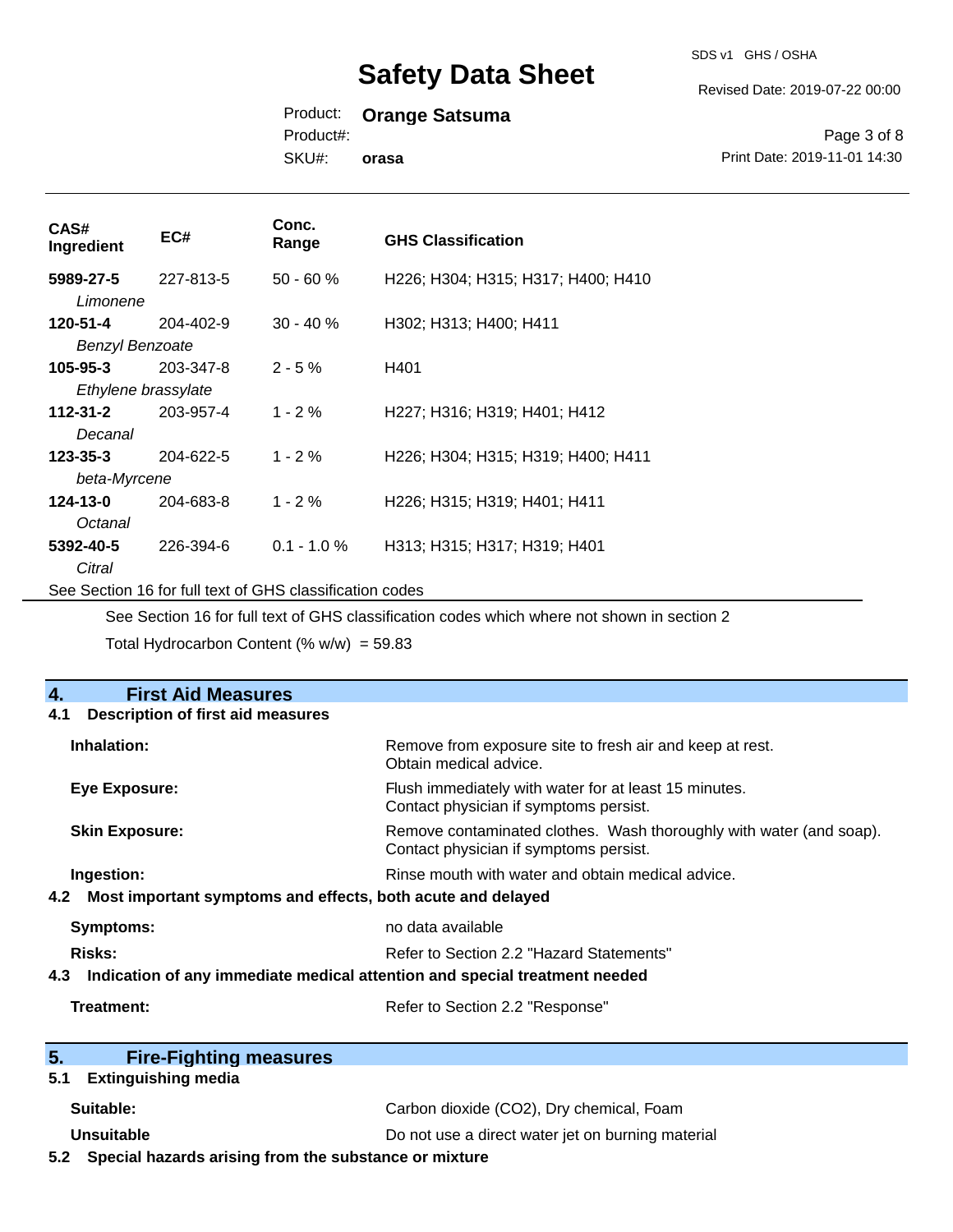| CAS# Ingredient | EC# | Conc. Range | GHS Classification |
| --- | --- | --- | --- |
| **5989-27-5** *Limonene* | 227-813-5 | 50 - 60 % | H226; H304; H315; H317; H400; H410 |
| **120-51-4** *Benzyl Benzoate* | 204-402-9 | 30 - 40 % | H302; H313; H400; H411 |
| **105-95-3** *Ethylene brassylate* | 203-347-8 | 2 - 5 % | H401 |
| **112-31-2** *Decanal* | 203-957-4 | 1 - 2 % | H227; H316; H319; H401; H412 |
| **123-35-3** *beta-Myrcene* | 204-622-5 | 1 - 2 % | H226; H304; H315; H319; H400; H411 |
| **124-13-0** *Octanal* | 204-683-8 | 1 - 2 % | H226; H315; H319; H401; H411 |
| **5392-40-5** *Citral* | 226-394-6 | 0.1 - 1.0 % | H313; H315; H317; H319; H401 |

See Section 16 for full text of GHS classification codes

See Section 16 for full text of GHS classification codes which where not shown in section 2

Total Hydrocarbon Content (% w/w) = 59.83

## 4. First Aid Measures

### 4.1 Description of first aid measures

**Inhalation:** Remove from exposure site to fresh air and keep at rest. Obtain medical advice.

**Eye Exposure:** Flush immediately with water for at least 15 minutes. Contact physician if symptoms persist.

**Skin Exposure:** Remove contaminated clothes. Wash thoroughly with water (and soap). Contact physician if symptoms persist.

**Ingestion:** Rinse mouth with water and obtain medical advice.

### 4.2 Most important symptoms and effects, both acute and delayed

**Symptoms:** no data available

**Risks:** Refer to Section 2.2 "Hazard Statements"

### 4.3 Indication of any immediate medical attention and special treatment needed

**Treatment:** Refer to Section 2.2 "Response"

## 5. Fire-Fighting measures

### 5.1 Extinguishing media

**Suitable:** Carbon dioxide ($CO_2$), Dry chemical, Foam

**Unsuitable** Do not use a direct water jet on burning material

### 5.2 Special hazards arising from the substance or mixture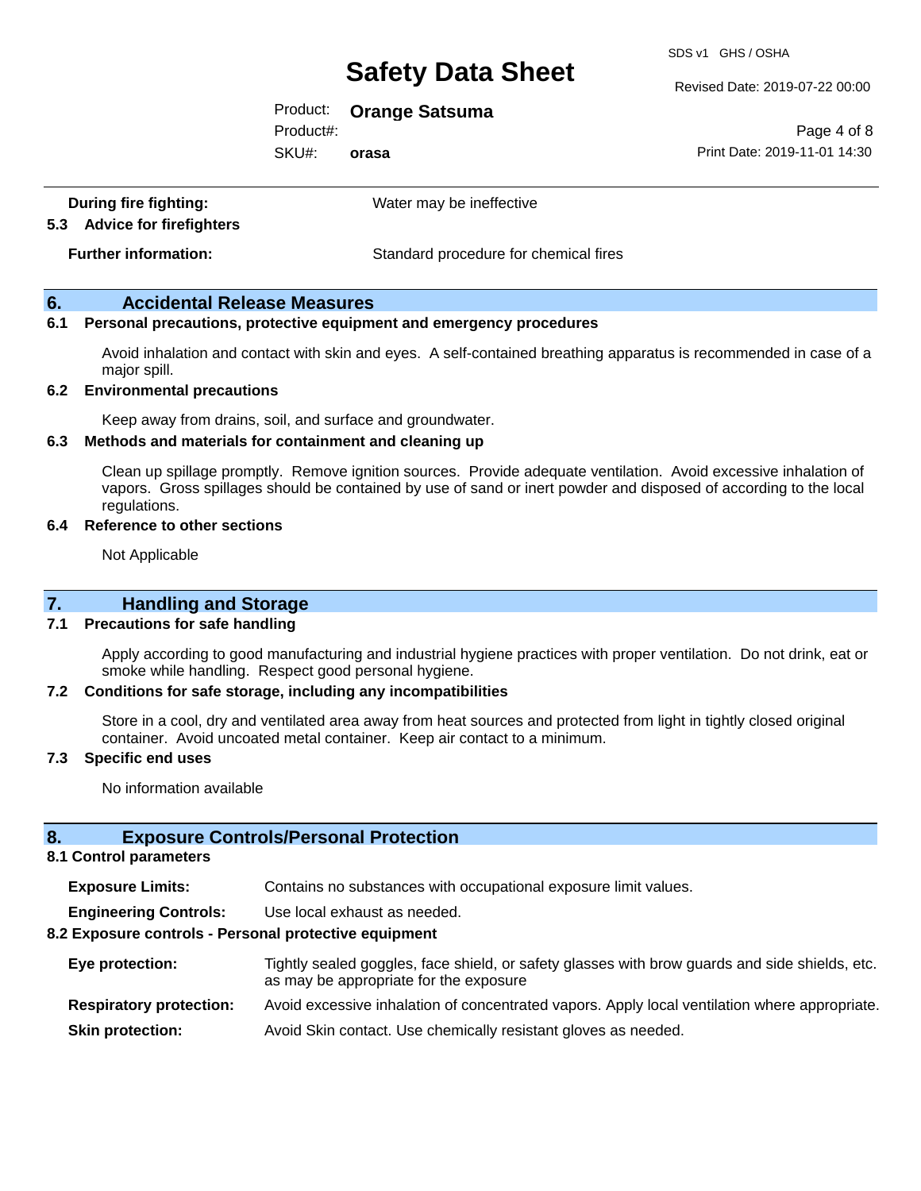**During fire fighting:** Water may be ineffective

**5.3 Advice for firefighters**

**Further information:** Standard procedure for chemical fires

## 6. Accidental Release Measures

### 6.1 Personal precautions, protective equipment and emergency procedures

Avoid inhalation and contact with skin and eyes. A self-contained breathing apparatus is recommended in case of a major spill.

### 6.2 Environmental precautions

Keep away from drains, soil, and surface and groundwater.

### 6.3 Methods and materials for containment and cleaning up

Clean up spillage promptly. Remove ignition sources. Provide adequate ventilation. Avoid excessive inhalation of vapors. Gross spillages should be contained by use of sand or inert powder and disposed of according to the local regulations.

### 6.4 Reference to other sections

Not Applicable

## 7. Handling and Storage

### 7.1 Precautions for safe handling

Apply according to good manufacturing and industrial hygiene practices with proper ventilation. Do not drink, eat or smoke while handling. Respect good personal hygiene.

### 7.2 Conditions for safe storage, including any incompatibilities

Store in a cool, dry and ventilated area away from heat sources and protected from light in tightly closed original container. Avoid uncoated metal container. Keep air contact to a minimum.

### 7.3 Specific end uses

No information available

## 8. Exposure Controls/Personal Protection

### 8.1 Control parameters

**Exposure Limits:** Contains no substances with occupational exposure limit values.

**Engineering Controls:** Use local exhaust as needed.

### 8.2 Exposure controls - Personal protective equipment

**Eye protection:** Tightly sealed goggles, face shield, or safety glasses with brow guards and side shields, etc. as may be appropriate for the exposure

**Respiratory protection:** Avoid excessive inhalation of concentrated vapors. Apply local ventilation where appropriate.

**Skin protection:** Avoid Skin contact. Use chemically resistant gloves as needed.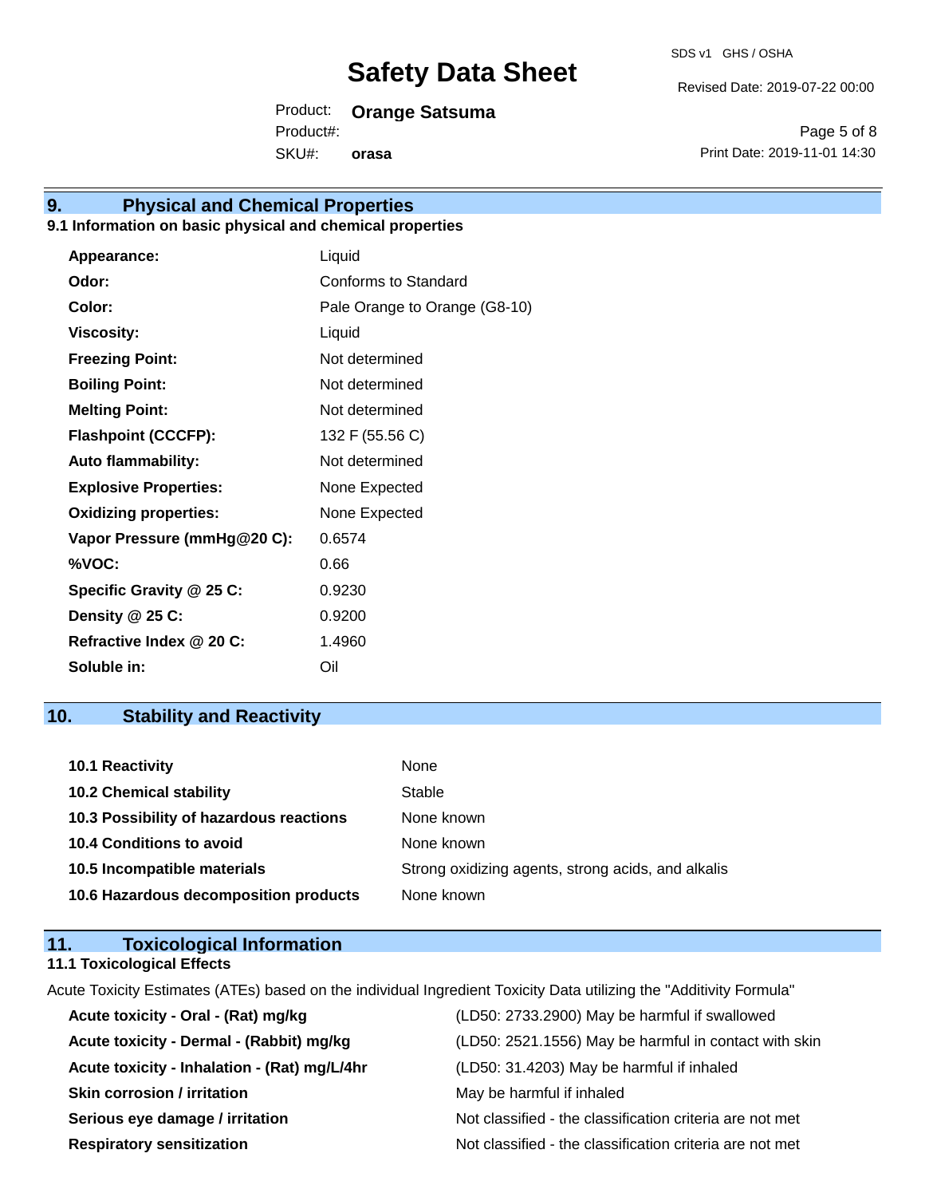## 9. Physical and Chemical Properties

### 9.1 Information on basic physical and chemical properties

| | |
|---|---|
| **Appearance:** | Liquid |
| **Odor:** | Conforms to Standard |
| **Color:** | Pale Orange to Orange (G8-10) |
| **Viscosity:** | Liquid |
| **Freezing Point:** | Not determined |
| **Boiling Point:** | Not determined |
| **Melting Point:** | Not determined |
| **Flashpoint (CCCFP):** | 132 F (55.56 C) |
| **Auto flammability:** | Not determined |
| **Explosive Properties:** | None Expected |
| **Oxidizing properties:** | None Expected |
| **Vapor Pressure (mmHg@20 C):** | 0.6574 |
| **%VOC:** | 0.66 |
| **Specific Gravity @ 25 C:** | 0.9230 |
| **Density @ 25 C:** | 0.9200 |
| **Refractive Index @ 20 C:** | 1.4960 |
| **Soluble in:** | Oil |

## 10. Stability and Reactivity

| | |
|---|---|
| **10.1 Reactivity** | None |
| **10.2 Chemical stability** | Stable |
| **10.3 Possibility of hazardous reactions** | None known |
| **10.4 Conditions to avoid** | None known |
| **10.5 Incompatible materials** | Strong oxidizing agents, strong acids, and alkalis |
| **10.6 Hazardous decomposition products** | None known |

## 11. Toxicological Information

### 11.1 Toxicological Effects

Acute Toxicity Estimates (ATEs) based on the individual Ingredient Toxicity Data utilizing the "Additivity Formula"

| | |
|---|---|
| **Acute toxicity - Oral - (Rat) mg/kg** | (LD50: 2733.2900) May be harmful if swallowed |
| **Acute toxicity - Dermal - (Rabbit) mg/kg** | (LD50: 2521.1556) May be harmful in contact with skin |
| **Acute toxicity - Inhalation - (Rat) mg/L/4hr** | (LD50: 31.4203) May be harmful if inhaled |
| **Skin corrosion / irritation** | May be harmful if inhaled |
| **Serious eye damage / irritation** | Not classified - the classification criteria are not met |
| **Respiratory sensitization** | Not classified - the classification criteria are not met |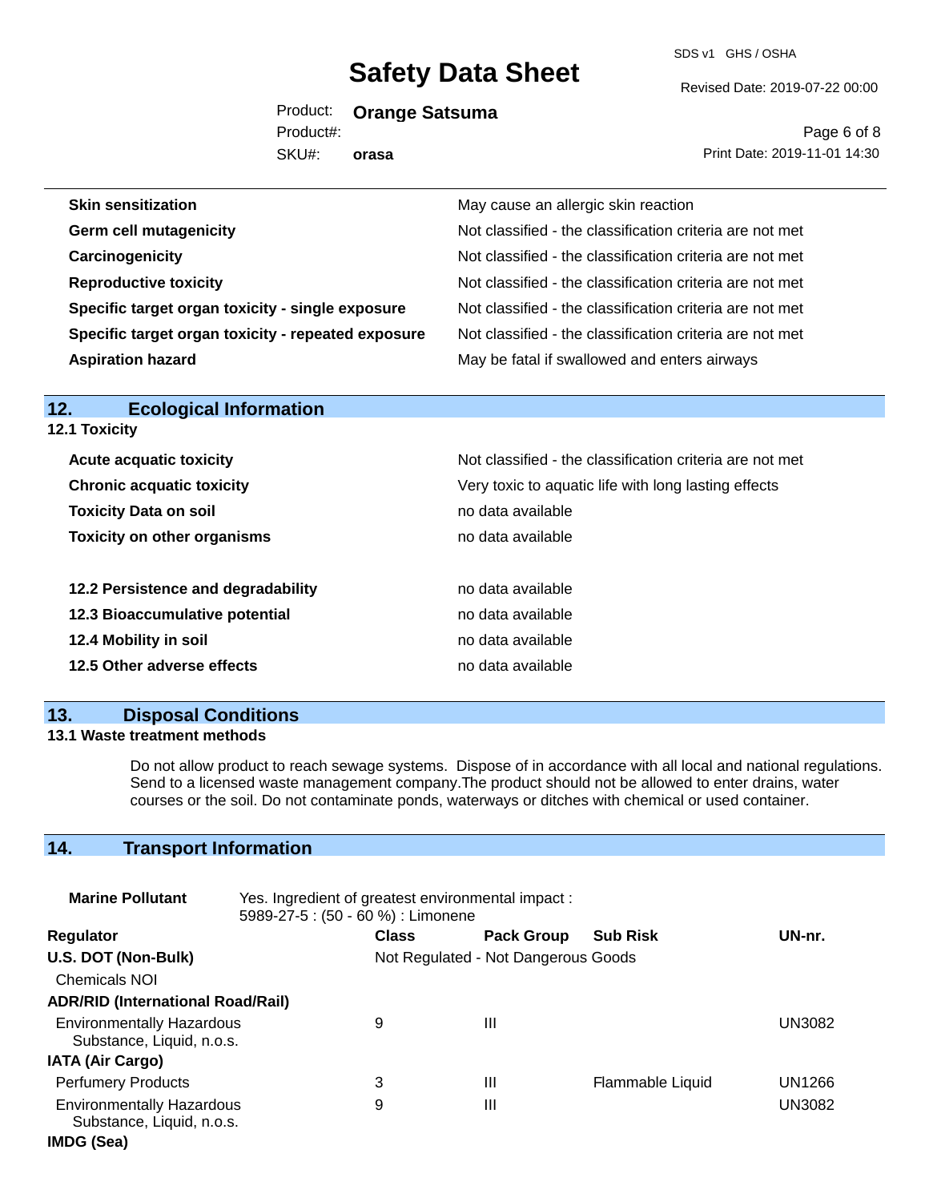| | |
|---|---|
| **Skin sensitization** | May cause an allergic skin reaction |
| **Germ cell mutagenicity** | Not classified - the classification criteria are not met |
| **Carcinogenicity** | Not classified - the classification criteria are not met |
| **Reproductive toxicity** | Not classified - the classification criteria are not met |
| **Specific target organ toxicity - single exposure** | Not classified - the classification criteria are not met |
| **Specific target organ toxicity - repeated exposure** | Not classified - the classification criteria are not met |
| **Aspiration hazard** | May be fatal if swallowed and enters airways |

## 12. Ecological Information

### 12.1 Toxicity

| | |
|---|---|
| **Acute acquatic toxicity** | Not classified - the classification criteria are not met |
| **Chronic acquatic toxicity** | Very toxic to aquatic life with long lasting effects |
| **Toxicity Data on soil** | no data available |
| **Toxicity on other organisms** | no data available |

| | |
|---|---|
| **12.2 Persistence and degradability** | no data available |
| **12.3 Bioaccumulative potential** | no data available |
| **12.4 Mobility in soil** | no data available |
| **12.5 Other adverse effects** | no data available |

## 13. Disposal Conditions

### 13.1 Waste treatment methods

Do not allow product to reach sewage systems. Dispose of in accordance with all local and national regulations. Send to a licensed waste management company.The product should not be allowed to enter drains, water courses or the soil. Do not contaminate ponds, waterways or ditches with chemical or used container.

## 14. Transport Information

**Marine Pollutant** Yes. Ingredient of greatest environmental impact : 5989-27-5 : (50 - 60 %) : Limonene

| Regulator | Class | Pack Group | Sub Risk | UN-nr. |
|---|---|---|---|---|
| **U.S. DOT (Non-Bulk)** | Not Regulated - Not Dangerous Goods | | | |
| Chemicals NOI | | | | |
| **ADR/RID (International Road/Rail)** | | | | |
| Environmentally Hazardous Substance, Liquid, n.o.s. | 9 | III | | UN3082 |
| **IATA (Air Cargo)** | | | | |
| Perfumery Products | 3 | III | Flammable Liquid | UN1266 |
| Environmentally Hazardous Substance, Liquid, n.o.s. | 9 | III | | UN3082 |
| **IMDG (Sea)** | | | | |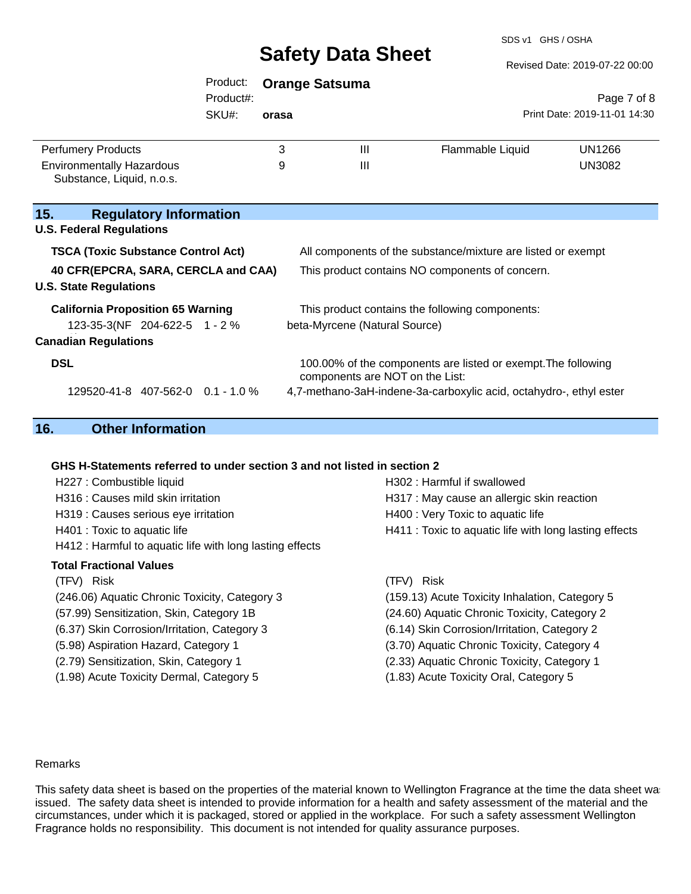| | | | | |
|---|---|---|---|---|
| Perfumery Products | 3 | III | Flammable Liquid | UN1266 |
| Environmentally Hazardous Substance, Liquid, n.o.s. | 9 | III | | UN3082 |

## 15. Regulatory Information

**U.S. Federal Regulations**

**TSCA (Toxic Substance Control Act)** — All components of the substance/mixture are listed or exempt

**40 CFR(EPCRA, SARA, CERCLA and CAA)** — This product contains NO components of concern.

**U.S. State Regulations**

**California Proposition 65 Warning** — This product contains the following components:

123-35-3(NF 204-622-5 1 - 2 % beta-Myrcene (Natural Source)

**Canadian Regulations**

**DSL** — 100.00% of the components are listed or exempt.The following components are NOT on the List:

129520-41-8 407-562-0 0.1 - 1.0 % 4,7-methano-3aH-indene-3a-carboxylic acid, octahydro-, ethyl ester

## 16. Other Information

**GHS H-Statements referred to under section 3 and not listed in section 2**

H227 : Combustible liquid
H302 : Harmful if swallowed
H316 : Causes mild skin irritation
H317 : May cause an allergic skin reaction
H319 : Causes serious eye irritation
H400 : Very Toxic to aquatic life
H401 : Toxic to aquatic life
H411 : Toxic to aquatic life with long lasting effects
H412 : Harmful to aquatic life with long lasting effects

**Total Fractional Values**

| (TFV) Risk | (TFV) Risk |
|---|---|
| (246.06) Aquatic Chronic Toxicity, Category 3 | (159.13) Acute Toxicity Inhalation, Category 5 |
| (57.99) Sensitization, Skin, Category 1B | (24.60) Aquatic Chronic Toxicity, Category 2 |
| (6.37) Skin Corrosion/Irritation, Category 3 | (6.14) Skin Corrosion/Irritation, Category 2 |
| (5.98) Aspiration Hazard, Category 1 | (3.70) Aquatic Chronic Toxicity, Category 4 |
| (2.79) Sensitization, Skin, Category 1 | (2.33) Aquatic Chronic Toxicity, Category 1 |
| (1.98) Acute Toxicity Dermal, Category 5 | (1.83) Acute Toxicity Oral, Category 5 |

Remarks

This safety data sheet is based on the properties of the material known to Wellington Fragrance at the time the data sheet was issued. The safety data sheet is intended to provide information for a health and safety assessment of the material and the circumstances, under which it is packaged, stored or applied in the workplace. For such a safety assessment Wellington Fragrance holds no responsibility. This document is not intended for quality assurance purposes.